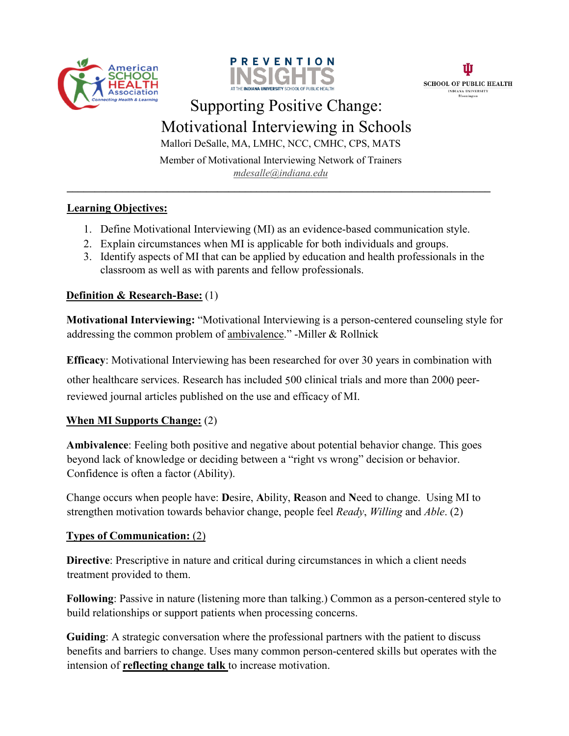# Supporting Positive Change: Motivational Interviewing in Schools

Mallori DeSalle, MA, LMHC, NCC, CMHC, CPS, MATS

Member of Motivational Interviewing Network of Trainers

mdesalle@indiana.edu

---

**Learning Objectives:**

1. Define Motivational Interviewing (MI) as an evidence-based communication style.
2. Explain circumstances when MI is applicable for both individuals and groups.
3. Identify aspects of MI that can be applied by education and health professionals in the classroom as well as with parents and fellow professionals.

**Definition & Research-Base:** (1)

**Motivational Interviewing:** "Motivational Interviewing is a person-centered counseling style for addressing the common problem of ambivalence." -Miller & Rollnick

**Efficacy**: Motivational Interviewing has been researched for over 30 years in combination with other healthcare services. Research has included 500 clinical trials and more than 2000 peer-reviewed journal articles published on the use and efficacy of MI.

**When MI Supports Change:** (2)

**Ambivalence**: Feeling both positive and negative about potential behavior change. This goes beyond lack of knowledge or deciding between a "right vs wrong" decision or behavior. Confidence is often a factor (Ability).

Change occurs when people have: **D**esire, **A**bility, **R**eason and **N**eed to change. Using MI to strengthen motivation towards behavior change, people feel *Ready*, *Willing* and *Able*. (2)

**Types of Communication:** (2)

**Directive**: Prescriptive in nature and critical during circumstances in which a client needs treatment provided to them.

**Following**: Passive in nature (listening more than talking.) Common as a person-centered style to build relationships or support patients when processing concerns.

**Guiding**: A strategic conversation where the professional partners with the patient to discuss benefits and barriers to change. Uses many common person-centered skills but operates with the intension of **reflecting change talk** to increase motivation.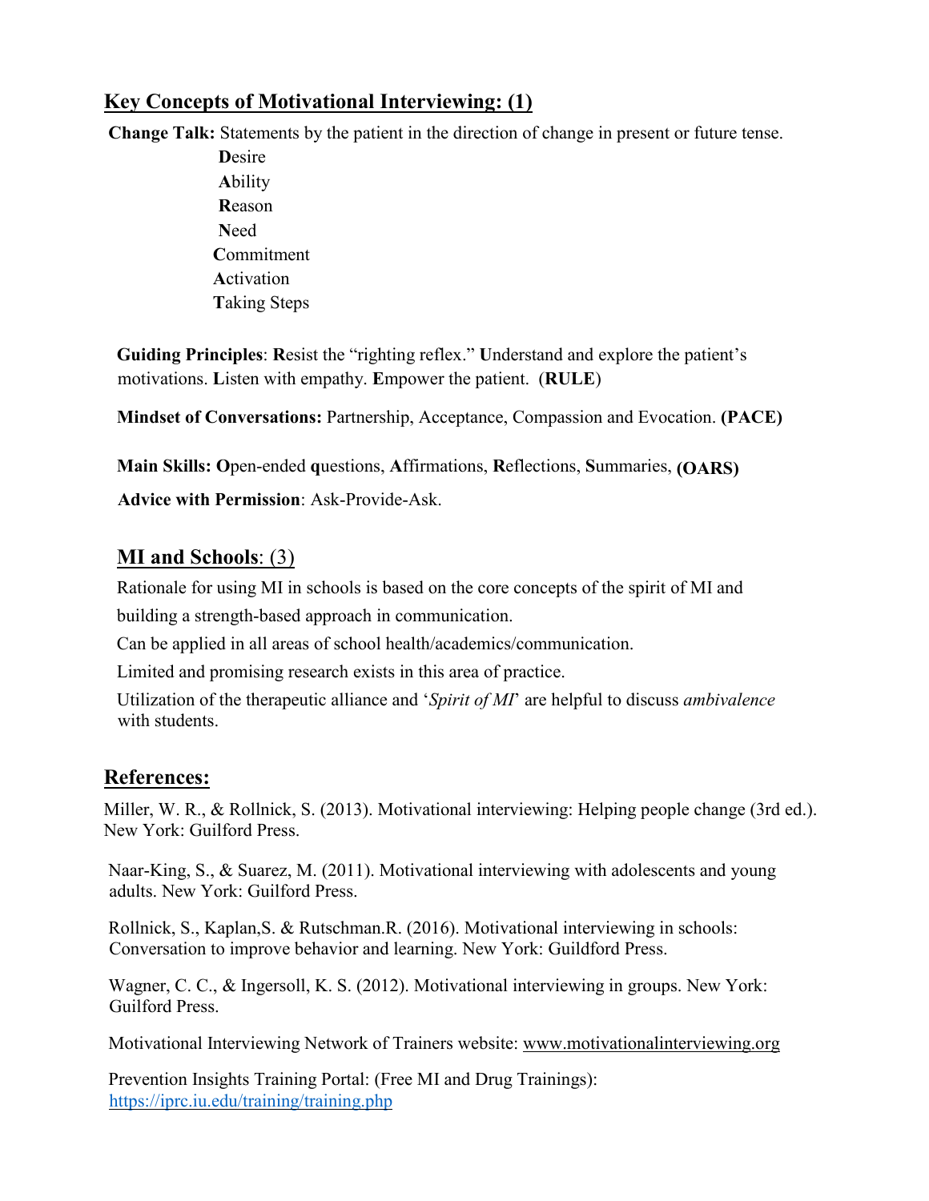## Key Concepts of Motivational Interviewing: (1)

**Change Talk:** Statements by the patient in the direction of change in present or future tense.

**D**esire
**A**bility
**R**eason
**N**eed
**C**ommitment
**A**ctivation
**T**aking Steps

**Guiding Principles**: **R**esist the "righting reflex." **U**nderstand and explore the patient's motivations. **L**isten with empathy. **E**mpower the patient. (**RULE**)

**Mindset of Conversations:** Partnership, Acceptance, Compassion and Evocation. **(PACE)**

**Main Skills: O**pen-ended **q**uestions, **A**ffirmations, **R**eflections, **S**ummaries, **(OARS)**

**Advice with Permission**: Ask-Provide-Ask.

## MI and Schools: (3)

Rationale for using MI in schools is based on the core concepts of the spirit of MI and building a strength-based approach in communication.

Can be applied in all areas of school health/academics/communication.

Limited and promising research exists in this area of practice.

Utilization of the therapeutic alliance and '*Spirit of MI*' are helpful to discuss *ambivalence* with students.

## References:

Miller, W. R., & Rollnick, S. (2013). Motivational interviewing: Helping people change (3rd ed.). New York: Guilford Press.

Naar-King, S., & Suarez, M. (2011). Motivational interviewing with adolescents and young adults. New York: Guilford Press.

Rollnick, S., Kaplan,S. & Rutschman.R. (2016). Motivational interviewing in schools: Conversation to improve behavior and learning. New York: Guildford Press.

Wagner, C. C., & Ingersoll, K. S. (2012). Motivational interviewing in groups. New York: Guilford Press.

Motivational Interviewing Network of Trainers website: www.motivationalinterviewing.org

Prevention Insights Training Portal: (Free MI and Drug Trainings): https://iprc.iu.edu/training/training.php